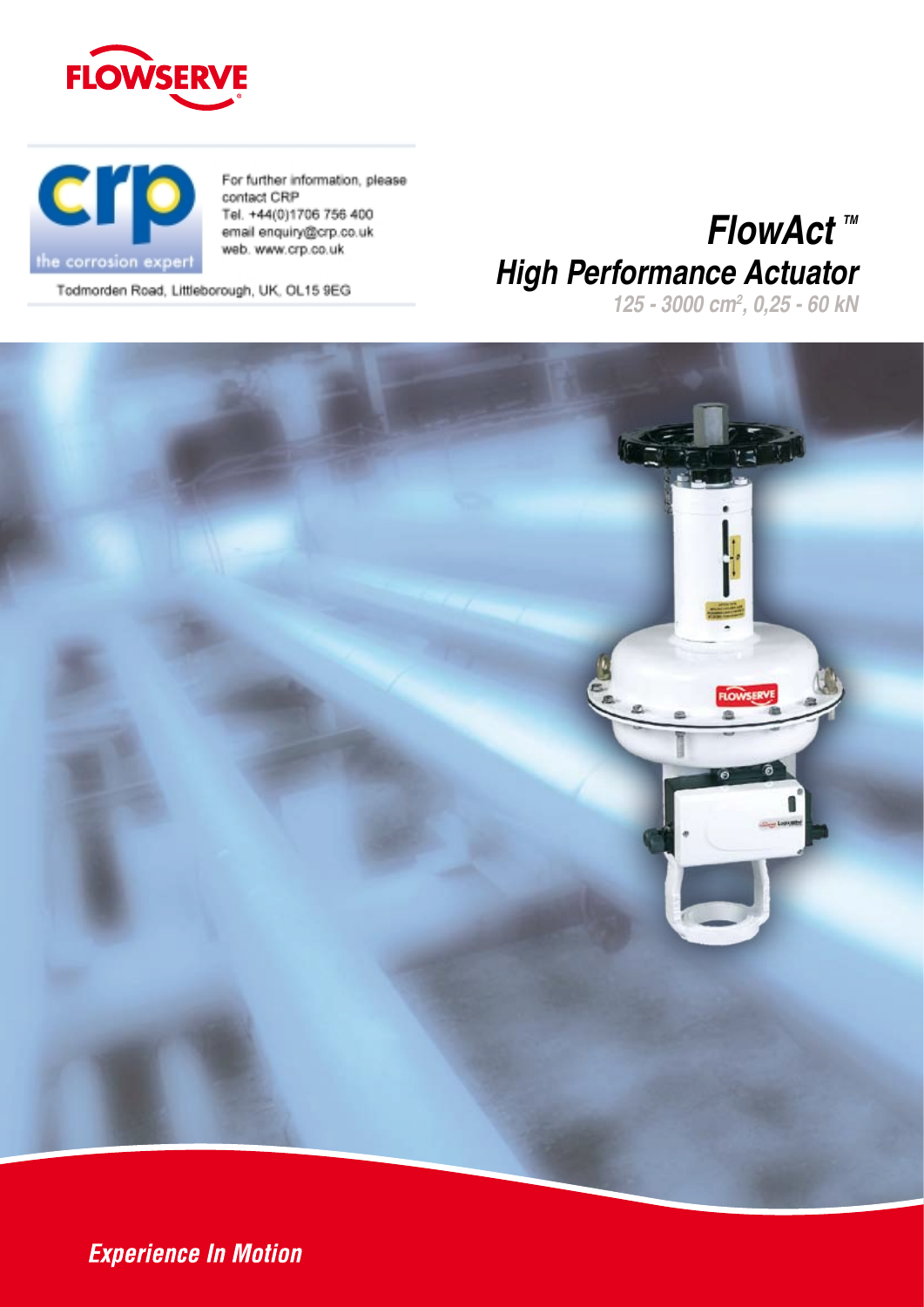FLOWSERVE

crp
the corrosion expert

For further information, please contact CRP
Tel. +44(0)1706 756 400
email enquiry@crp.co.uk
web. www.crp.co.uk

Todmorden Road, Littleborough, UK, OL15 9EG

# *FlowAct™*
# *High Performance Actuator*

*125 - 3000 cm², 0,25 - 60 kN*

*Experience In Motion*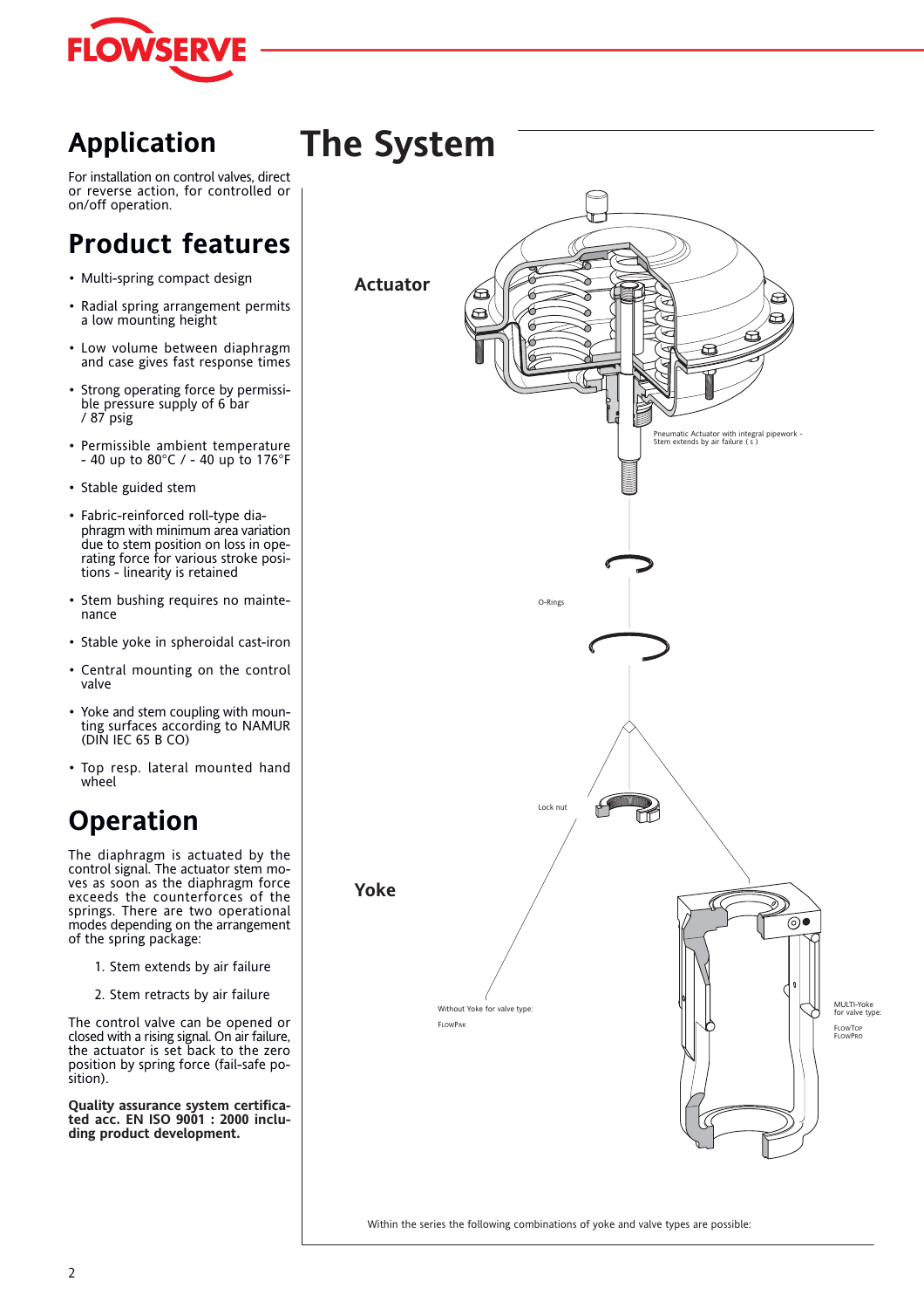## Application

For installation on control valves, direct or reverse action, for controlled or on/off operation.

## Product features

- Multi-spring compact design
- Radial spring arrangement permits a low mounting height
- Low volume between diaphragm and case gives fast response times
- Strong operating force by permissible pressure supply of 6 bar / 87 psig
- Permissible ambient temperature - 40 up to 80°C / - 40 up to 176°F
- Stable guided stem
- Fabric-reinforced roll-type diaphragm with minimum area variation due to stem position on loss in operating force for various stroke positions - linearity is retained
- Stem bushing requires no maintenance
- Stable yoke in spheroidal cast-iron
- Central mounting on the control valve
- Yoke and stem coupling with mounting surfaces according to NAMUR (DIN IEC 65 B CO)
- Top resp. lateral mounted hand wheel

## Operation

The diaphragm is actuated by the control signal. The actuator stem moves as soon as the diaphragm force exceeds the counterforces of the springs. There are two operational modes depending on the arrangement of the spring package:

1. Stem extends by air failure
2. Stem retracts by air failure

The control valve can be opened or closed with a rising signal. On air failure, the actuator is set back to the zero position by spring force (fail-safe position).

**Quality assurance system certificated acc. EN ISO 9001 : 2000 including product development.**

# The System

**Actuator**

Pneumatic Actuator with integral pipework - Stem extends by air failure ( s )

O-Rings

Lock nut

**Yoke**

Without Yoke for valve type: FlowPak

MULTI-Yoke for valve type: FlowTop FlowPro

Within the series the following combinations of yoke and valve types are possible: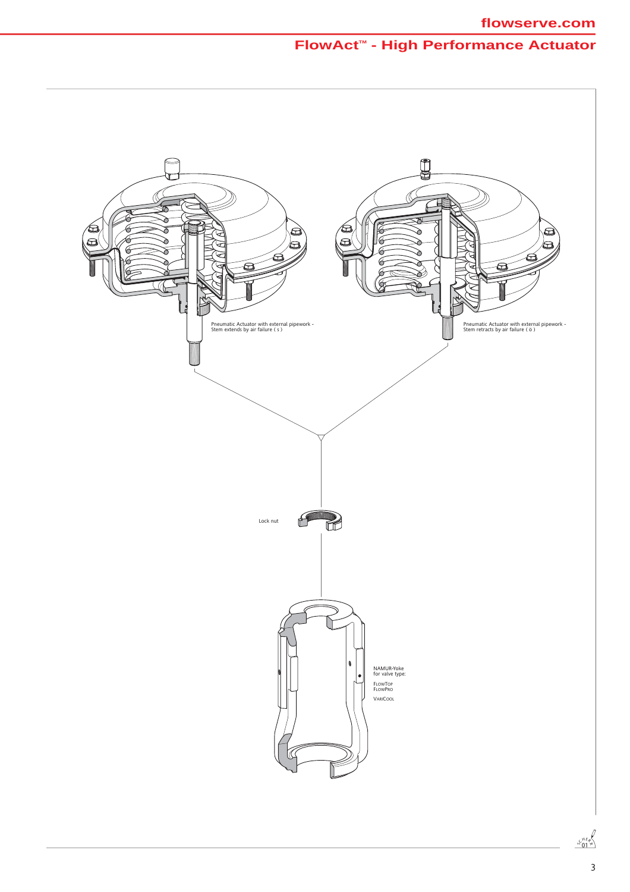Pneumatic Actuator with external pipework -
Stem extends by air failure ( s )

Pneumatic Actuator with external pipework -
Stem retracts by air failure ( ö )

Lock nut

NAMUR-Yoke
for valve type:

FLOWTOP
FLOWPRO

VARICOOL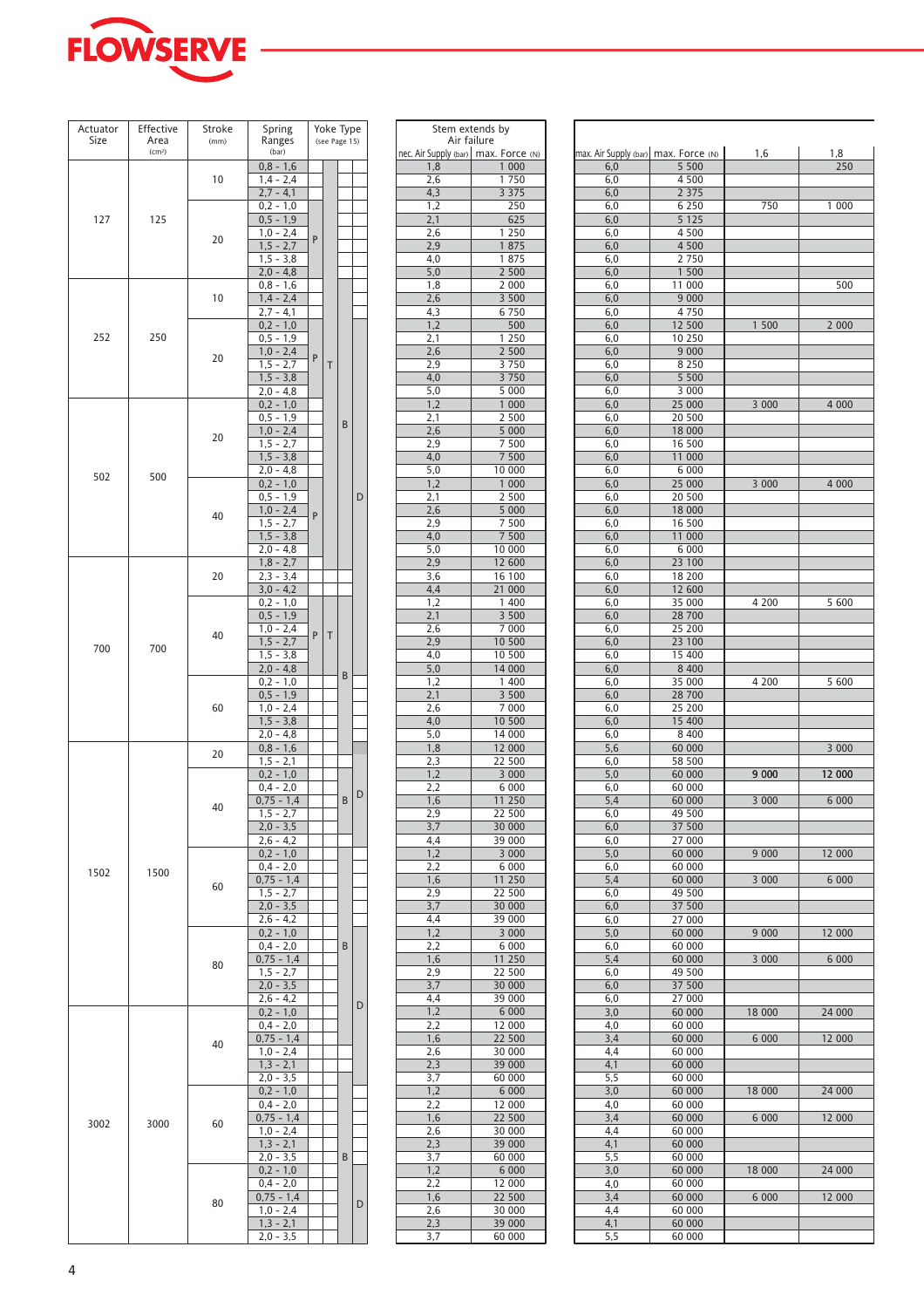| Actuator Size | Effective Area (cm²) | Stroke (mm) | Spring Ranges (bar) | Yoke Type (see Page 15) | | | | Stem extends by Air failure | | | | | |
|---|---|---|---|---|---|---|---|---|---|---|---|---|---|
| | | | | | | | | nec. Air Supply (bar) | max. Force (N) | max. Air Supply (bar) | max. Force (N) | 1,6 | 1,8 |
| 127 | 125 | 10 | 0,8 - 1,6 | | | | | 1,8 | 1 000 | 6,0 | 5 500 | | 250 |
| | | | 1,4 - 2,4 | | | | | 2,6 | 1 750 | 6,0 | 4 500 | | |
| | | | 2,7 - 4,1 | | | | | 4,3 | 3 375 | 6,0 | 2 375 | | |
| | | 20 | 0,2 - 1,0 | | | | | 1,2 | 250 | 6,0 | 6 250 | 750 | 1 000 |
| | | | 0,5 - 1,9 | | | | | 2,1 | 625 | 6,0 | 5 125 | | |
| | | | 1,0 - 2,4 | | | | | 2,6 | 1 250 | 6,0 | 4 500 | | |
| | | | 1,5 - 2,7 | P | | | | 2,9 | 1 875 | 6,0 | 4 500 | | |
| | | | 1,5 - 3,8 | | | | | 4,0 | 1 875 | 6,0 | 2 750 | | |
| | | | 2,0 - 4,8 | | | | | 5,0 | 2 500 | 6,0 | 1 500 | | |
| 252 | 250 | 10 | 0,8 - 1,6 | | | | | 1,8 | 2 000 | 6,0 | 11 000 | | 500 |
| | | | 1,4 - 2,4 | | | | | 2,6 | 3 500 | 6,0 | 9 000 | | |
| | | | 2,7 - 4,1 | | | | | 4,3 | 6 750 | 6,0 | 4 750 | | |
| | | 20 | 0,2 - 1,0 | | | | | 1,2 | 500 | 6,0 | 12 500 | 1 500 | 2 000 |
| | | | 0,5 - 1,9 | | | | | 2,1 | 1 250 | 6,0 | 10 250 | | |
| | | | 1,0 - 2,4 | P | | | | 2,6 | 2 500 | 6,0 | 9 000 | | |
| | | | 1,5 - 2,7 | | T | | | 2,9 | 3 750 | 6,0 | 8 250 | | |
| | | | 1,5 - 3,8 | | | | | 4,0 | 3 750 | 6,0 | 5 500 | | |
| | | | 2,0 - 4,8 | | | | | 5,0 | 5 000 | 6,0 | 3 000 | | |
| 502 | 500 | 20 | 0,2 - 1,0 | | | | | 1,2 | 1 000 | 6,0 | 25 000 | 3 000 | 4 000 |
| | | | 0,5 - 1,9 | | | | | 2,1 | 2 500 | 6,0 | 20 500 | | |
| | | | 1,0 - 2,4 | | | B | | 2,6 | 5 000 | 6,0 | 18 000 | | |
| | | | 1,5 - 2,7 | | | | | 2,9 | 7 500 | 6,0 | 16 500 | | |
| | | | 1,5 - 3,8 | | | | | 4,0 | 7 500 | 6,0 | 11 000 | | |
| | | | 2,0 - 4,8 | | | | | 5,0 | 10 000 | 6,0 | 6 000 | | |
| | | 40 | 0,2 - 1,0 | | | | | 1,2 | 1 000 | 6,0 | 25 000 | 3 000 | 4 000 |
| | | | 0,5 - 1,9 | | | | D | 2,1 | 2 500 | 6,0 | 20 500 | | |
| | | | 1,0 - 2,4 | P | | | | 2,6 | 5 000 | 6,0 | 18 000 | | |
| | | | 1,5 - 2,7 | | | | | 2,9 | 7 500 | 6,0 | 16 500 | | |
| | | | 1,5 - 3,8 | | | | | 4,0 | 7 500 | 6,0 | 11 000 | | |
| | | | 2,0 - 4,8 | | | | | 5,0 | 10 000 | 6,0 | 6 000 | | |
| 700 | 700 | 20 | 1,8 - 2,7 | | | | | 2,9 | 12 600 | 6,0 | 23 100 | | |
| | | | 2,3 - 3,4 | | | | | 3,6 | 16 100 | 6,0 | 18 200 | | |
| | | | 3,0 - 4,2 | | | | | 4,4 | 21 000 | 6,0 | 12 600 | | |
| | | 40 | 0,2 - 1,0 | | | | | 1,2 | 1 400 | 6,0 | 35 000 | 4 200 | 5 600 |
| | | | 0,5 - 1,9 | | | | | 2,1 | 3 500 | 6,0 | 28 700 | | |
| | | | 1,0 - 2,4 | P | T | | | 2,6 | 7 000 | 6,0 | 25 200 | | |
| | | | 1,5 - 2,7 | | | | | 2,9 | 10 500 | 6,0 | 23 100 | | |
| | | | 1,5 - 3,8 | | | | | 4,0 | 10 500 | 6,0 | 15 400 | | |
| | | | 2,0 - 4,8 | | | B | | 5,0 | 14 000 | 6,0 | 8 400 | | |
| | | 60 | 0,2 - 1,0 | | | | | 1,2 | 1 400 | 6,0 | 35 000 | 4 200 | 5 600 |
| | | | 0,5 - 1,9 | | | | | 2,1 | 3 500 | 6,0 | 28 700 | | |
| | | | 1,0 - 2,4 | | | | | 2,6 | 7 000 | 6,0 | 25 200 | | |
| | | | 1,5 - 3,8 | | | | | 4,0 | 10 500 | 6,0 | 15 400 | | |
| | | | 2,0 - 4,8 | | | | | 5,0 | 14 000 | 6,0 | 8 400 | | |
| 1502 | 1500 | 20 | 0,8 - 1,6 | | | | | 1,8 | 12 000 | 5,6 | 60 000 | | 3 000 |
| | | | 1,5 - 2,1 | | | | | 2,3 | 22 500 | 6,0 | 58 500 | | |
| | | 40 | 0,2 - 1,0 | | | | | 1,2 | 3 000 | 5,0 | 60 000 | **9 000** | **12 000** |
| | | | 0,4 - 2,0 | | | | D | 2,2 | 6 000 | 6,0 | 60 000 | | |
| | | | 0,75 - 1,4 | | | B | | 1,6 | 11 250 | 5,4 | 60 000 | 3 000 | 6 000 |
| | | | 1,5 - 2,7 | | | | | 2,9 | 22 500 | 6,0 | 49 500 | | |
| | | | 2,0 - 3,5 | | | | | 3,7 | 30 000 | 6,0 | 37 500 | | |
| | | | 2,6 - 4,2 | | | | | 4,4 | 39 000 | 6,0 | 27 000 | | |
| | | 60 | 0,2 - 1,0 | | | | | 1,2 | 3 000 | 5,0 | 60 000 | 9 000 | 12 000 |
| | | | 0,4 - 2,0 | | | | | 2,2 | 6 000 | 6,0 | 60 000 | | |
| | | | 0,75 - 1,4 | | | | | 1,6 | 11 250 | 5,4 | 60 000 | 3 000 | 6 000 |
| | | | 1,5 - 2,7 | | | | | 2,9 | 22 500 | 6,0 | 49 500 | | |
| | | | 2,0 - 3,5 | | | | | 3,7 | 30 000 | 6,0 | 37 500 | | |
| | | | 2,6 - 4,2 | | | | | 4,4 | 39 000 | 6,0 | 27 000 | | |
| | | 80 | 0,2 - 1,0 | | | | | 1,2 | 3 000 | 5,0 | 60 000 | 9 000 | 12 000 |
| | | | 0,4 - 2,0 | | | B | | 2,2 | 6 000 | 6,0 | 60 000 | | |
| | | | 0,75 - 1,4 | | | | | 1,6 | 11 250 | 5,4 | 60 000 | 3 000 | 6 000 |
| | | | 1,5 - 2,7 | | | | | 2,9 | 22 500 | 6,0 | 49 500 | | |
| | | | 2,0 - 3,5 | | | | | 3,7 | 30 000 | 6,0 | 37 500 | | |
| | | | 2,6 - 4,2 | | | | D | 4,4 | 39 000 | 6,0 | 27 000 | | |
| 3002 | 3000 | 40 | 0,2 - 1,0 | | | | | 1,2 | 6 000 | 3,0 | 60 000 | 18 000 | 24 000 |
| | | | 0,4 - 2,0 | | | | | 2,2 | 12 000 | 4,0 | 60 000 | | |
| | | | 0,75 - 1,4 | | | | | 1,6 | 22 500 | 3,4 | 60 000 | 6 000 | 12 000 |
| | | | 1,0 - 2,4 | | | | | 2,6 | 30 000 | 4,4 | 60 000 | | |
| | | | 1,3 - 2,1 | | | | | 2,3 | 39 000 | 4,1 | 60 000 | | |
| | | | 2,0 - 3,5 | | | | | 3,7 | 60 000 | 5,5 | 60 000 | | |
| | | 60 | 0,2 - 1,0 | | | | | 1,2 | 6 000 | 3,0 | 60 000 | 18 000 | 24 000 |
| | | | 0,4 - 2,0 | | | | | 2,2 | 12 000 | 4,0 | 60 000 | | |
| | | | 0,75 - 1,4 | | | | | 1,6 | 22 500 | 3,4 | 60 000 | 6 000 | 12 000 |
| | | | 1,0 - 2,4 | | | | | 2,6 | 30 000 | 4,4 | 60 000 | | |
| | | | 1,3 - 2,1 | | | | | 2,3 | 39 000 | 4,1 | 60 000 | | |
| | | | 2,0 - 3,5 | | | B | | 3,7 | 60 000 | 5,5 | 60 000 | | |
| | | 80 | 0,2 - 1,0 | | | | | 1,2 | 6 000 | 3,0 | 60 000 | 18 000 | 24 000 |
| | | | 0,4 - 2,0 | | | | | 2,2 | 12 000 | 4,0 | 60 000 | | |
| | | | 0,75 - 1,4 | | | | D | 1,6 | 22 500 | 3,4 | 60 000 | 6 000 | 12 000 |
| | | | 1,0 - 2,4 | | | | | 2,6 | 30 000 | 4,4 | 60 000 | | |
| | | | 1,3 - 2,1 | | | | | 2,3 | 39 000 | 4,1 | 60 000 | | |
| | | | 2,0 - 3,5 | | | | | 3,7 | 60 000 | 5,5 | 60 000 | | |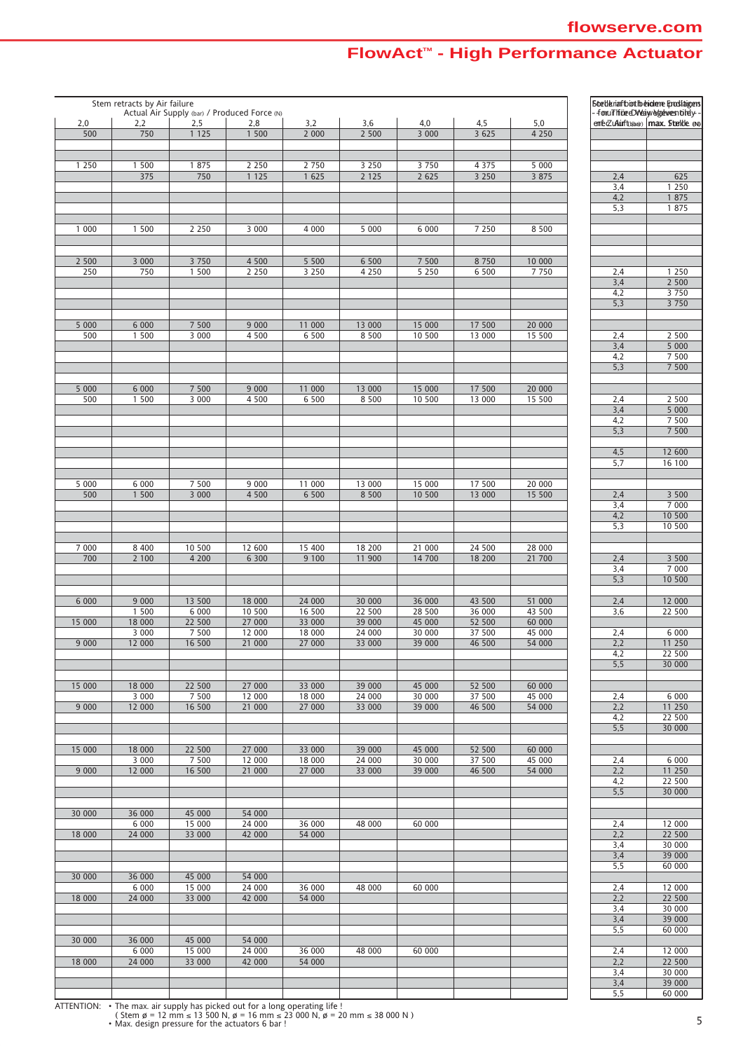# FlowAct™ - High Performance Actuator

| Stem retracts by Air failure — Actual Air Supply (bar) / Produced Force (N) | | | | | | | | | Spring | |
|---|---|---|---|---|---|---|---|---|---|---|
| 2,0 | 2,2 | 2,5 | 2,8 | 3,2 | 3,6 | 4,0 | 4,5 | 5,0 | min. Air (bar) | max. Stroke (N) |
| 500 | 750 | 1 125 | 1 500 | 2 000 | 2 500 | 3 000 | 3 625 | 4 250 | | |
| | | | | | | | | | | |
| | | | | | | | | | | |
| 1 250 | 1 500 | 1 875 | 2 250 | 2 750 | 3 250 | 3 750 | 4 375 | 5 000 | | |
| | 375 | 750 | 1 125 | 1 625 | 2 125 | 2 625 | 3 250 | 3 875 | 2,4 | 625 |
| | | | | | | | | | 3,4 | 1 250 |
| | | | | | | | | | 4,2 | 1 875 |
| | | | | | | | | | 5,3 | 1 875 |
| | | | | | | | | | | |
| 1 000 | 1 500 | 2 250 | 3 000 | 4 000 | 5 000 | 6 000 | 7 250 | 8 500 | | |
| | | | | | | | | | | |
| | | | | | | | | | | |
| 2 500 | 3 000 | 3 750 | 4 500 | 5 500 | 6 500 | 7 500 | 8 750 | 10 000 | | |
| 250 | 750 | 1 500 | 2 250 | 3 250 | 4 250 | 5 250 | 6 500 | 7 750 | 2,4 | 1 250 |
| | | | | | | | | | 3,4 | 2 500 |
| | | | | | | | | | 4,2 | 3 750 |
| | | | | | | | | | 5,3 | 3 750 |
| | | | | | | | | | | |
| 5 000 | 6 000 | 7 500 | 9 000 | 11 000 | 13 000 | 15 000 | 17 500 | 20 000 | | |
| 500 | 1 500 | 3 000 | 4 500 | 6 500 | 8 500 | 10 500 | 13 000 | 15 500 | 2,4 | 2 500 |
| | | | | | | | | | 3,4 | 5 000 |
| | | | | | | | | | 4,2 | 7 500 |
| | | | | | | | | | 5,3 | 7 500 |
| | | | | | | | | | | |
| 5 000 | 6 000 | 7 500 | 9 000 | 11 000 | 13 000 | 15 000 | 17 500 | 20 000 | | |
| 500 | 1 500 | 3 000 | 4 500 | 6 500 | 8 500 | 10 500 | 13 000 | 15 500 | 2,4 | 2 500 |
| | | | | | | | | | 3,4 | 5 000 |
| | | | | | | | | | 4,2 | 7 500 |
| | | | | | | | | | 5,3 | 7 500 |
| | | | | | | | | | | |
| | | | | | | | | | 4,5 | 12 600 |
| | | | | | | | | | 5,7 | 16 100 |
| | | | | | | | | | | |
| 5 000 | 6 000 | 7 500 | 9 000 | 11 000 | 13 000 | 15 000 | 17 500 | 20 000 | | |
| 500 | 1 500 | 3 000 | 4 500 | 6 500 | 8 500 | 10 500 | 13 000 | 15 500 | 2,4 | 3 500 |
| | | | | | | | | | 3,4 | 7 000 |
| | | | | | | | | | 4,2 | 10 500 |
| | | | | | | | | | 5,3 | 10 500 |
| | | | | | | | | | | |
| 7 000 | 8 400 | 10 500 | 12 600 | 15 400 | 18 200 | 21 000 | 24 500 | 28 000 | | |
| 700 | 2 100 | 4 200 | 6 300 | 9 100 | 11 900 | 14 700 | 18 200 | 21 700 | 2,4 | 3 500 |
| | | | | | | | | | 3,4 | 7 000 |
| | | | | | | | | | 5,3 | 10 500 |
| | | | | | | | | | | |
| 6 000 | 9 000 | 13 500 | 18 000 | 24 000 | 30 000 | 36 000 | 43 500 | 51 000 | 2,4 | 12 000 |
| | 1 500 | 6 000 | 10 500 | 16 500 | 22 500 | 28 500 | 36 000 | 43 500 | 3,6 | 22 500 |
| 15 000 | 18 000 | 22 500 | 27 000 | 33 000 | 39 000 | 45 000 | 52 500 | 60 000 | | |
| | 3 000 | 7 500 | 12 000 | 18 000 | 24 000 | 30 000 | 37 500 | 45 000 | 2,4 | 6 000 |
| 9 000 | 12 000 | 16 500 | 21 000 | 27 000 | 33 000 | 39 000 | 46 500 | 54 000 | 2,2 | 11 250 |
| | | | | | | | | | 4,2 | 22 500 |
| | | | | | | | | | 5,5 | 30 000 |
| | | | | | | | | | | |
| 15 000 | 18 000 | 22 500 | 27 000 | 33 000 | 39 000 | 45 000 | 52 500 | 60 000 | | |
| | 3 000 | 7 500 | 12 000 | 18 000 | 24 000 | 30 000 | 37 500 | 45 000 | 2,4 | 6 000 |
| 9 000 | 12 000 | 16 500 | 21 000 | 27 000 | 33 000 | 39 000 | 46 500 | 54 000 | 2,2 | 11 250 |
| | | | | | | | | | 4,2 | 22 500 |
| | | | | | | | | | 5,5 | 30 000 |
| | | | | | | | | | | |
| 15 000 | 18 000 | 22 500 | 27 000 | 33 000 | 39 000 | 45 000 | 52 500 | 60 000 | | |
| | 3 000 | 7 500 | 12 000 | 18 000 | 24 000 | 30 000 | 37 500 | 45 000 | 2,4 | 6 000 |
| 9 000 | 12 000 | 16 500 | 21 000 | 27 000 | 33 000 | 39 000 | 46 500 | 54 000 | 2,2 | 11 250 |
| | | | | | | | | | 4,2 | 22 500 |
| | | | | | | | | | 5,5 | 30 000 |
| | | | | | | | | | | |
| 30 000 | 36 000 | 45 000 | 54 000 | | | | | | | |
| | 6 000 | 15 000 | 24 000 | 36 000 | 48 000 | 60 000 | | | 2,4 | 12 000 |
| 18 000 | 24 000 | 33 000 | 42 000 | 54 000 | | | | | 2,2 | 22 500 |
| | | | | | | | | | 3,4 | 30 000 |
| | | | | | | | | | 3,4 | 39 000 |
| | | | | | | | | | 5,5 | 60 000 |
| 30 000 | 36 000 | 45 000 | 54 000 | | | | | | | |
| | 6 000 | 15 000 | 24 000 | 36 000 | 48 000 | 60 000 | | | 2,4 | 12 000 |
| 18 000 | 24 000 | 33 000 | 42 000 | 54 000 | | | | | 2,2 | 22 500 |
| | | | | | | | | | 3,4 | 30 000 |
| | | | | | | | | | 3,4 | 39 000 |
| | | | | | | | | | 5,5 | 60 000 |
| 30 000 | 36 000 | 45 000 | 54 000 | | | | | | | |
| | 6 000 | 15 000 | 24 000 | 36 000 | 48 000 | 60 000 | | | 2,4 | 12 000 |
| 18 000 | 24 000 | 33 000 | 42 000 | 54 000 | | | | | 2,2 | 22 500 |
| | | | | | | | | | 3,4 | 30 000 |
| | | | | | | | | | 3,4 | 39 000 |
| | | | | | | | | | 5,5 | 60 000 |

ATTENTION:
- The max. air supply has picked out for a long operating life ! (Stem ø = 12 mm ≤ 13 500 N, ø = 16 mm ≤ 23 000 N, ø = 20 mm ≤ 38 000 N)
- Max. design pressure for the actuators 6 bar !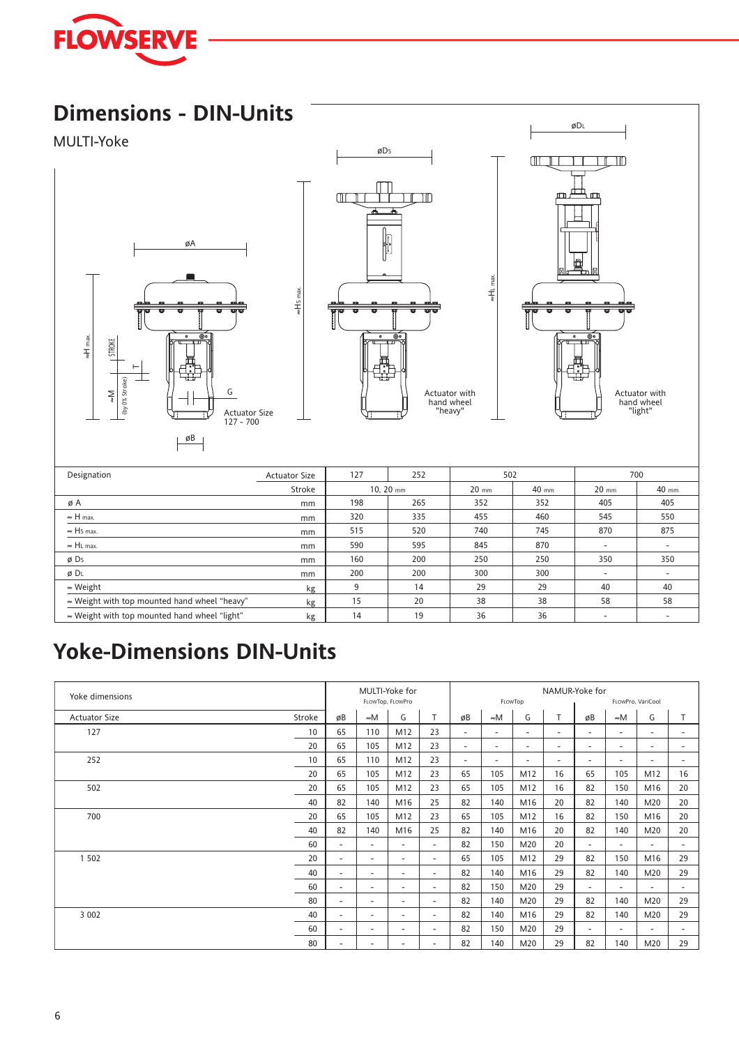# Dimensions - DIN-Units

MULTI-Yoke

| Designation | Actuator Size | 127 | 252 | 502 | | 700 | |
|---|---|---|---|---|---|---|---|
| | Stroke | 10, 20 mm | | 20 mm | 40 mm | 20 mm | 40 mm |
| ø A | mm | 198 | 265 | 352 | 352 | 405 | 405 |
| ≈ H max. | mm | 320 | 335 | 455 | 460 | 545 | 550 |
| ≈ Hs max. | mm | 515 | 520 | 740 | 745 | 870 | 875 |
| ≈ HL max. | mm | 590 | 595 | 845 | 870 | - | - |
| ø Ds | mm | 160 | 200 | 250 | 250 | 350 | 350 |
| ø DL | mm | 200 | 200 | 300 | 300 | - | - |
| ≈ Weight | kg | 9 | 14 | 29 | 29 | 40 | 40 |
| ≈ Weight with top mounted hand wheel "heavy" | kg | 15 | 20 | 38 | 38 | 58 | 58 |
| ≈ Weight with top mounted hand wheel "light" | kg | 14 | 19 | 36 | 36 | - | - |

# Yoke-Dimensions DIN-Units

| Yoke dimensions | | MULTI-Yoke for FlowTop, FlowPro | | | | NAMUR-Yoke for FlowTop | | | | NAMUR-Yoke for FlowPro, VariCool | | | |
|---|---|---|---|---|---|---|---|---|---|---|---|---|---|
| Actuator Size | Stroke | øB | ≈M | G | T | øB | ≈M | G | T | øB | ≈M | G | T |
| 127 | 10 | 65 | 110 | M12 | 23 | - | - | - | - | - | - | - | - |
| | 20 | 65 | 105 | M12 | 23 | - | - | - | - | - | - | - | - |
| 252 | 10 | 65 | 110 | M12 | 23 | - | - | - | - | - | - | - | - |
| | 20 | 65 | 105 | M12 | 23 | 65 | 105 | M12 | 16 | 65 | 105 | M12 | 16 |
| 502 | 20 | 65 | 105 | M12 | 23 | 65 | 105 | M12 | 16 | 82 | 150 | M16 | 20 |
| | 40 | 82 | 140 | M16 | 25 | 82 | 140 | M16 | 20 | 82 | 140 | M20 | 20 |
| 700 | 20 | 65 | 105 | M12 | 23 | 65 | 105 | M12 | 16 | 82 | 150 | M16 | 20 |
| | 40 | 82 | 140 | M16 | 25 | 82 | 140 | M16 | 20 | 82 | 140 | M20 | 20 |
| | 60 | - | - | - | - | 82 | 150 | M20 | 20 | - | - | - | - |
| 1 502 | 20 | - | - | - | - | 65 | 105 | M12 | 29 | 82 | 150 | M16 | 29 |
| | 40 | - | - | - | - | 82 | 140 | M16 | 29 | 82 | 140 | M20 | 29 |
| | 60 | - | - | - | - | 82 | 150 | M20 | 29 | - | - | - | - |
| | 80 | - | - | - | - | 82 | 140 | M20 | 29 | 82 | 140 | M20 | 29 |
| 3 002 | 40 | - | - | - | - | 82 | 140 | M16 | 29 | 82 | 140 | M20 | 29 |
| | 60 | - | - | - | - | 82 | 150 | M20 | 29 | - | - | - | - |
| | 80 | - | - | - | - | 82 | 140 | M20 | 29 | 82 | 140 | M20 | 29 |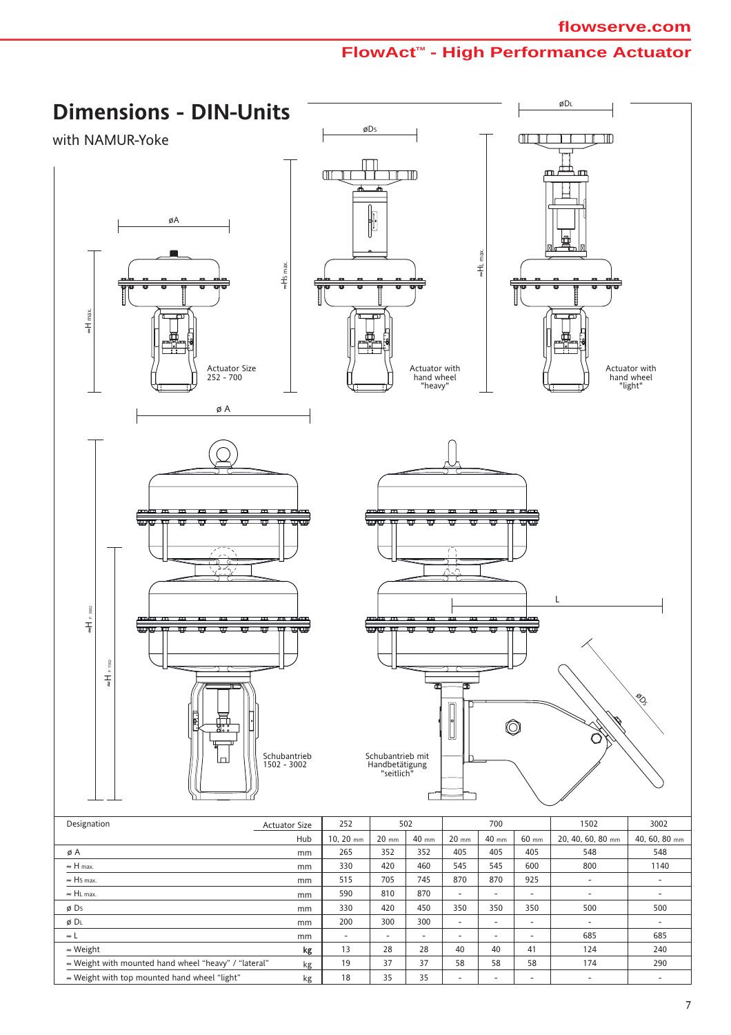# Dimensions - DIN-Units

with NAMUR-Yoke

Actuator Size 252 - 700

Actuator with hand wheel "heavy"

Actuator with hand wheel "light"

Schubantrieb 1502 - 3002

Schubantrieb mit Handbetätigung "seitlich"

| Designation | Actuator Size | 252 | 502 | | 700 | | | 1502 | 3002 |
|---|---|---|---|---|---|---|---|---|---|
| | Hub | 10, 20 mm | 20 mm | 40 mm | 20 mm | 40 mm | 60 mm | 20, 40, 60, 80 mm | 40, 60, 80 mm |
| ø A | mm | 265 | 352 | 352 | 405 | 405 | 405 | 548 | 548 |
| ≈ H max. | mm | 330 | 420 | 460 | 545 | 545 | 600 | 800 | 1140 |
| ≈ Hs max. | mm | 515 | 705 | 745 | 870 | 870 | 925 | - | - |
| ≈ HL max. | mm | 590 | 810 | 870 | - | - | - | - | - |
| ø Ds | mm | 330 | 420 | 450 | 350 | 350 | 350 | 500 | 500 |
| ø DL | mm | 200 | 300 | 300 | - | - | - | - | - |
| ≈ L | mm | - | - | - | - | - | - | 685 | 685 |
| ≈ Weight | kg | 13 | 28 | 28 | 40 | 40 | 41 | 124 | 240 |
| ≈ Weight with mounted hand wheel "heavy" / "lateral" | kg | 19 | 37 | 37 | 58 | 58 | 58 | 174 | 290 |
| ≈ Weight with top mounted hand wheel "light" | kg | 18 | 35 | 35 | - | - | - | - | - |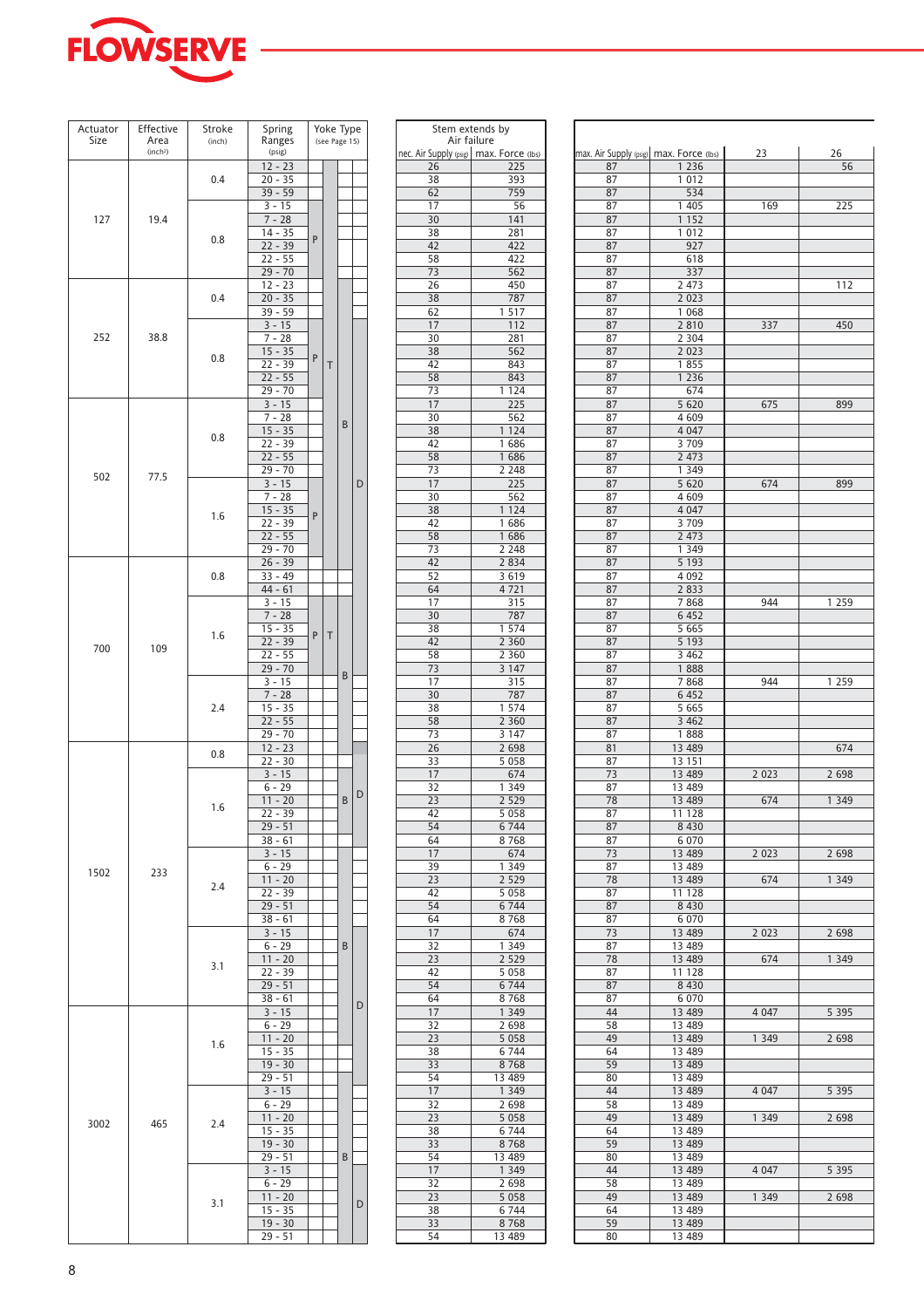| Actuator Size | Effective Area (inch²) | Stroke (inch) | Spring Ranges (psig) | Yoke Type (see Page 15) | | | | Stem extends by Air failure: nec. Air Supply (psig) | Stem extends by Air failure: max. Force (lbs) | max. Air Supply (psig) | max. Force (lbs) | 23 | 26 |
|---|---|---|---|---|---|---|---|---|---|---|---|---|---|
| 127 | 19.4 | 0.4 | 12 - 23 | | | | | 26 | 225 | 87 | 1 236 | | 56 |
| | | | 20 - 35 | | | | | 38 | 393 | 87 | 1 012 | | |
| | | | 39 - 59 | | | | | 62 | 759 | 87 | 534 | | |
| | | 0.8 | 3 - 15 | | | | | 17 | 56 | 87 | 1 405 | 169 | 225 |
| | | | 7 - 28 | | | | | 30 | 141 | 87 | 1 152 | | |
| | | | 14 - 35 | | | | | 38 | 281 | 87 | 1 012 | | |
| | | | 22 - 39 | P | | | | 42 | 422 | 87 | 927 | | |
| | | | 22 - 55 | | | | | 58 | 422 | 87 | 618 | | |
| | | | 29 - 70 | | | | | 73 | 562 | 87 | 337 | | |
| 252 | 38.8 | 0.4 | 12 - 23 | | | | | 26 | 450 | 87 | 2 473 | | 112 |
| | | | 20 - 35 | | | | | 38 | 787 | 87 | 2 023 | | |
| | | | 39 - 59 | | | | | 62 | 1 517 | 87 | 1 068 | | |
| | | 0.8 | 3 - 15 | | | | | 17 | 112 | 87 | 2 810 | 337 | 450 |
| | | | 7 - 28 | | | | | 30 | 281 | 87 | 2 304 | | |
| | | | 15 - 35 | | | | | 38 | 562 | 87 | 2 023 | | |
| | | | 22 - 39 | P | T | | | 42 | 843 | 87 | 1 855 | | |
| | | | 22 - 55 | | | | | 58 | 843 | 87 | 1 236 | | |
| | | | 29 - 70 | | | | | 73 | 1 124 | 87 | 674 | | |
| 502 | 77.5 | 0.8 | 3 - 15 | | | | | 17 | 225 | 87 | 5 620 | 675 | 899 |
| | | | 7 - 28 | | | B | | 30 | 562 | 87 | 4 609 | | |
| | | | 15 - 35 | | | | | 38 | 1 124 | 87 | 4 047 | | |
| | | | 22 - 39 | | | | | 42 | 1 686 | 87 | 3 709 | | |
| | | | 22 - 55 | | | | | 58 | 1 686 | 87 | 2 473 | | |
| | | | 29 - 70 | | | | | 73 | 2 248 | 87 | 1 349 | | |
| | | 1.6 | 3 - 15 | | | | D | 17 | 225 | 87 | 5 620 | 674 | 899 |
| | | | 7 - 28 | | | | | 30 | 562 | 87 | 4 609 | | |
| | | | 15 - 35 | | | | | 38 | 1 124 | 87 | 4 047 | | |
| | | | 22 - 39 | P | | | | 42 | 1 686 | 87 | 3 709 | | |
| | | | 22 - 55 | | | | | 58 | 1 686 | 87 | 2 473 | | |
| | | | 29 - 70 | | | | | 73 | 2 248 | 87 | 1 349 | | |
| 700 | 109 | 0.8 | 26 - 39 | | | | | 42 | 2 834 | 87 | 5 193 | | |
| | | | 33 - 49 | | | | | 52 | 3 619 | 87 | 4 092 | | |
| | | | 44 - 61 | | | | | 64 | 4 721 | 87 | 2 833 | | |
| | | 1.6 | 3 - 15 | | | | | 17 | 315 | 87 | 7 868 | 944 | 1 259 |
| | | | 7 - 28 | | | | | 30 | 787 | 87 | 6 452 | | |
| | | | 15 - 35 | | | | | 38 | 1 574 | 87 | 5 665 | | |
| | | | 22 - 39 | P | T | | | 42 | 2 360 | 87 | 5 193 | | |
| | | | 22 - 55 | | | | | 58 | 2 360 | 87 | 3 462 | | |
| | | | 29 - 70 | | | B | | 73 | 3 147 | 87 | 1 888 | | |
| | | 2.4 | 3 - 15 | | | | | 17 | 315 | 87 | 7 868 | 944 | 1 259 |
| | | | 7 - 28 | | | | | 30 | 787 | 87 | 6 452 | | |
| | | | 15 - 35 | | | | | 38 | 1 574 | 87 | 5 665 | | |
| | | | 22 - 55 | | | | | 58 | 2 360 | 87 | 3 462 | | |
| | | | 29 - 70 | | | | | 73 | 3 147 | 87 | 1 888 | | |
| 1502 | 233 | 0.8 | 12 - 23 | | | | | 26 | 2 698 | 81 | 13 489 | | 674 |
| | | | 22 - 30 | | | | | 33 | 5 058 | 87 | 13 151 | | |
| | | 1.6 | 3 - 15 | | | | | 17 | 674 | 73 | 13 489 | 2 023 | 2 698 |
| | | | 6 - 29 | | | B | D | 32 | 1 349 | 87 | 13 489 | | |
| | | | 11 - 20 | | | | | 23 | 2 529 | 78 | 13 489 | 674 | 1 349 |
| | | | 22 - 39 | | | | | 42 | 5 058 | 87 | 11 128 | | |
| | | | 29 - 51 | | | | | 54 | 6 744 | 87 | 8 430 | | |
| | | | 38 - 61 | | | | | 64 | 8 768 | 87 | 6 070 | | |
| | | 2.4 | 3 - 15 | | | | | 17 | 674 | 73 | 13 489 | 2 023 | 2 698 |
| | | | 6 - 29 | | | | | 39 | 1 349 | 87 | 13 489 | | |
| | | | 11 - 20 | | | | | 23 | 2 529 | 78 | 13 489 | 674 | 1 349 |
| | | | 22 - 39 | | | | | 42 | 5 058 | 87 | 11 128 | | |
| | | | 29 - 51 | | | | | 54 | 6 744 | 87 | 8 430 | | |
| | | | 38 - 61 | | | | | 64 | 8 768 | 87 | 6 070 | | |
| | | 3.1 | 3 - 15 | | | | | 17 | 674 | 73 | 13 489 | 2 023 | 2 698 |
| | | | 6 - 29 | | | B | | 32 | 1 349 | 87 | 13 489 | | |
| | | | 11 - 20 | | | | | 23 | 2 529 | 78 | 13 489 | 674 | 1 349 |
| | | | 22 - 39 | | | | | 42 | 5 058 | 87 | 11 128 | | |
| | | | 29 - 51 | | | | | 54 | 6 744 | 87 | 8 430 | | |
| | | | 38 - 61 | | | | D | 64 | 8 768 | 87 | 6 070 | | |
| 3002 | 465 | 1.6 | 3 - 15 | | | | | 17 | 1 349 | 44 | 13 489 | 4 047 | 5 395 |
| | | | 6 - 29 | | | | | 32 | 2 698 | 58 | 13 489 | | |
| | | | 11 - 20 | | | | | 23 | 5 058 | 49 | 13 489 | 1 349 | 2 698 |
| | | | 15 - 35 | | | | | 38 | 6 744 | 64 | 13 489 | | |
| | | | 19 - 30 | | | | | 33 | 8 768 | 59 | 13 489 | | |
| | | | 29 - 51 | | | | | 54 | 13 489 | 80 | 13 489 | | |
| | | 2.4 | 3 - 15 | | | | | 17 | 1 349 | 44 | 13 489 | 4 047 | 5 395 |
| | | | 6 - 29 | | | | | 32 | 2 698 | 58 | 13 489 | | |
| | | | 11 - 20 | | | | | 23 | 5 058 | 49 | 13 489 | 1 349 | 2 698 |
| | | | 15 - 35 | | | | | 38 | 6 744 | 64 | 13 489 | | |
| | | | 19 - 30 | | | | | 33 | 8 768 | 59 | 13 489 | | |
| | | | 29 - 51 | | | B | | 54 | 13 489 | 80 | 13 489 | | |
| | | 3.1 | 3 - 15 | | | | | 17 | 1 349 | 44 | 13 489 | 4 047 | 5 395 |
| | | | 6 - 29 | | | | | 32 | 2 698 | 58 | 13 489 | | |
| | | | 11 - 20 | | | | D | 23 | 5 058 | 49 | 13 489 | 1 349 | 2 698 |
| | | | 15 - 35 | | | | | 38 | 6 744 | 64 | 13 489 | | |
| | | | 19 - 30 | | | | | 33 | 8 768 | 59 | 13 489 | | |
| | | | 29 - 51 | | | | | 54 | 13 489 | 80 | 13 489 | | |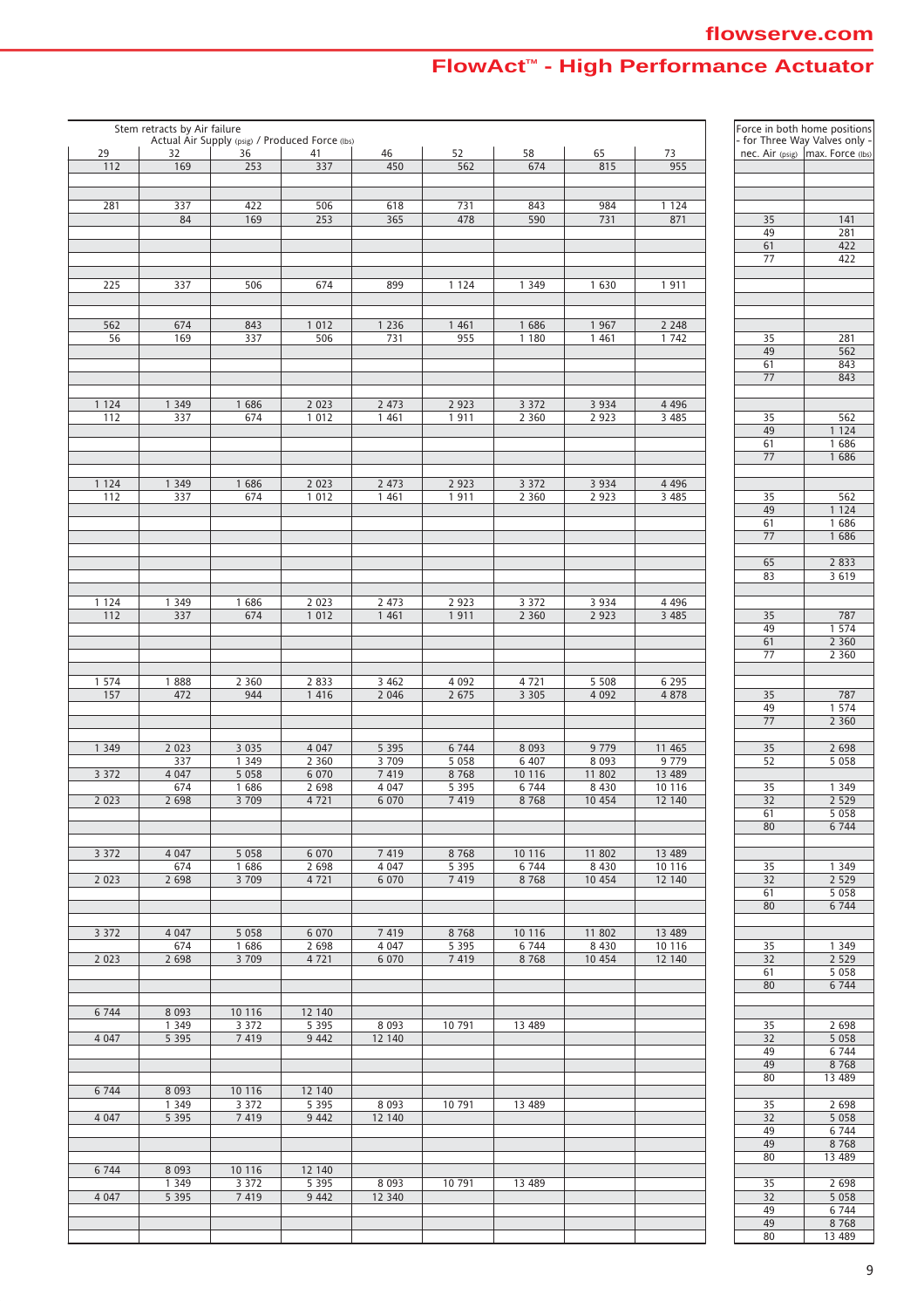| Stem retracts by Air failure<br>Actual Air Supply (psig) / Produced Force (lbs) | | | | | | | | | Force in both home positions - for Three Way Valves only - | |
|---|---|---|---|---|---|---|---|---|---|---|
| 29 | 32 | 36 | 41 | 46 | 52 | 58 | 65 | 73 | nec. Air (psig) | max. Force (lbs) |
| 112 | 169 | 253 | 337 | 450 | 562 | 674 | 815 | 955 | | |
| | | | | | | | | | | |
| | | | | | | | | | | |
| 281 | 337 | 422 | 506 | 618 | 731 | 843 | 984 | 1 124 | | |
| | 84 | 169 | 253 | 365 | 478 | 590 | 731 | 871 | 35 | 141 |
| | | | | | | | | | 49 | 281 |
| | | | | | | | | | 61 | 422 |
| | | | | | | | | | 77 | 422 |
| | | | | | | | | | | |
| 225 | 337 | 506 | 674 | 899 | 1 124 | 1 349 | 1 630 | 1 911 | | |
| | | | | | | | | | | |
| | | | | | | | | | | |
| 562 | 674 | 843 | 1 012 | 1 236 | 1 461 | 1 686 | 1 967 | 2 248 | | |
| 56 | 169 | 337 | 506 | 731 | 955 | 1 180 | 1 461 | 1 742 | 35 | 281 |
| | | | | | | | | | 49 | 562 |
| | | | | | | | | | 61 | 843 |
| | | | | | | | | | 77 | 843 |
| | | | | | | | | | | |
| 1 124 | 1 349 | 1 686 | 2 023 | 2 473 | 2 923 | 3 372 | 3 934 | 4 496 | | |
| 112 | 337 | 674 | 1 012 | 1 461 | 1 911 | 2 360 | 2 923 | 3 485 | 35 | 562 |
| | | | | | | | | | 49 | 1 124 |
| | | | | | | | | | 61 | 1 686 |
| | | | | | | | | | 77 | 1 686 |
| | | | | | | | | | | |
| 1 124 | 1 349 | 1 686 | 2 023 | 2 473 | 2 923 | 3 372 | 3 934 | 4 496 | | |
| 112 | 337 | 674 | 1 012 | 1 461 | 1 911 | 2 360 | 2 923 | 3 485 | 35 | 562 |
| | | | | | | | | | 49 | 1 124 |
| | | | | | | | | | 61 | 1 686 |
| | | | | | | | | | 77 | 1 686 |
| | | | | | | | | | | |
| | | | | | | | | | 65 | 2 833 |
| | | | | | | | | | 83 | 3 619 |
| | | | | | | | | | | |
| 1 124 | 1 349 | 1 686 | 2 023 | 2 473 | 2 923 | 3 372 | 3 934 | 4 496 | | |
| 112 | 337 | 674 | 1 012 | 1 461 | 1 911 | 2 360 | 2 923 | 3 485 | 35 | 787 |
| | | | | | | | | | 49 | 1 574 |
| | | | | | | | | | 61 | 2 360 |
| | | | | | | | | | 77 | 2 360 |
| | | | | | | | | | | |
| 1 574 | 1 888 | 2 360 | 2 833 | 3 462 | 4 092 | 4 721 | 5 508 | 6 295 | | |
| 157 | 472 | 944 | 1 416 | 2 046 | 2 675 | 3 305 | 4 092 | 4 878 | 35 | 787 |
| | | | | | | | | | 49 | 1 574 |
| | | | | | | | | | 77 | 2 360 |
| | | | | | | | | | | |
| 1 349 | 2 023 | 3 035 | 4 047 | 5 395 | 6 744 | 8 093 | 9 779 | 11 465 | 35 | 2 698 |
| | 337 | 1 349 | 2 360 | 3 709 | 5 058 | 6 407 | 8 093 | 9 779 | 52 | 5 058 |
| 3 372 | 4 047 | 5 058 | 6 070 | 7 419 | 8 768 | 10 116 | 11 802 | 13 489 | | |
| | 674 | 1 686 | 2 698 | 4 047 | 5 395 | 6 744 | 8 430 | 10 116 | 35 | 1 349 |
| 2 023 | 2 698 | 3 709 | 4 721 | 6 070 | 7 419 | 8 768 | 10 454 | 12 140 | 32 | 2 529 |
| | | | | | | | | | 61 | 5 058 |
| | | | | | | | | | 80 | 6 744 |
| | | | | | | | | | | |
| 3 372 | 4 047 | 5 058 | 6 070 | 7 419 | 8 768 | 10 116 | 11 802 | 13 489 | | |
| | 674 | 1 686 | 2 698 | 4 047 | 5 395 | 6 744 | 8 430 | 10 116 | 35 | 1 349 |
| 2 023 | 2 698 | 3 709 | 4 721 | 6 070 | 7 419 | 8 768 | 10 454 | 12 140 | 32 | 2 529 |
| | | | | | | | | | 61 | 5 058 |
| | | | | | | | | | 80 | 6 744 |
| | | | | | | | | | | |
| 3 372 | 4 047 | 5 058 | 6 070 | 7 419 | 8 768 | 10 116 | 11 802 | 13 489 | | |
| | 674 | 1 686 | 2 698 | 4 047 | 5 395 | 6 744 | 8 430 | 10 116 | 35 | 1 349 |
| 2 023 | 2 698 | 3 709 | 4 721 | 6 070 | 7 419 | 8 768 | 10 454 | 12 140 | 32 | 2 529 |
| | | | | | | | | | 61 | 5 058 |
| | | | | | | | | | 80 | 6 744 |
| | | | | | | | | | | |
| 6 744 | 8 093 | 10 116 | 12 140 | | | | | | | |
| | 1 349 | 3 372 | 5 395 | 8 093 | 10 791 | 13 489 | | | 35 | 2 698 |
| 4 047 | 5 395 | 7 419 | 9 442 | 12 140 | | | | | 32 | 5 058 |
| | | | | | | | | | 49 | 6 744 |
| | | | | | | | | | 49 | 8 768 |
| | | | | | | | | | 80 | 13 489 |
| 6 744 | 8 093 | 10 116 | 12 140 | | | | | | | |
| | 1 349 | 3 372 | 5 395 | 8 093 | 10 791 | 13 489 | | | 35 | 2 698 |
| 4 047 | 5 395 | 7 419 | 9 442 | 12 140 | | | | | 32 | 5 058 |
| | | | | | | | | | 49 | 6 744 |
| | | | | | | | | | 49 | 8 768 |
| | | | | | | | | | 80 | 13 489 |
| 6 744 | 8 093 | 10 116 | 12 140 | | | | | | | |
| | 1 349 | 3 372 | 5 395 | 8 093 | 10 791 | 13 489 | | | 35 | 2 698 |
| 4 047 | 5 395 | 7 419 | 9 442 | 12 340 | | | | | 32 | 5 058 |
| | | | | | | | | | 49 | 6 744 |
| | | | | | | | | | 49 | 8 768 |
| | | | | | | | | | 80 | 13 489 |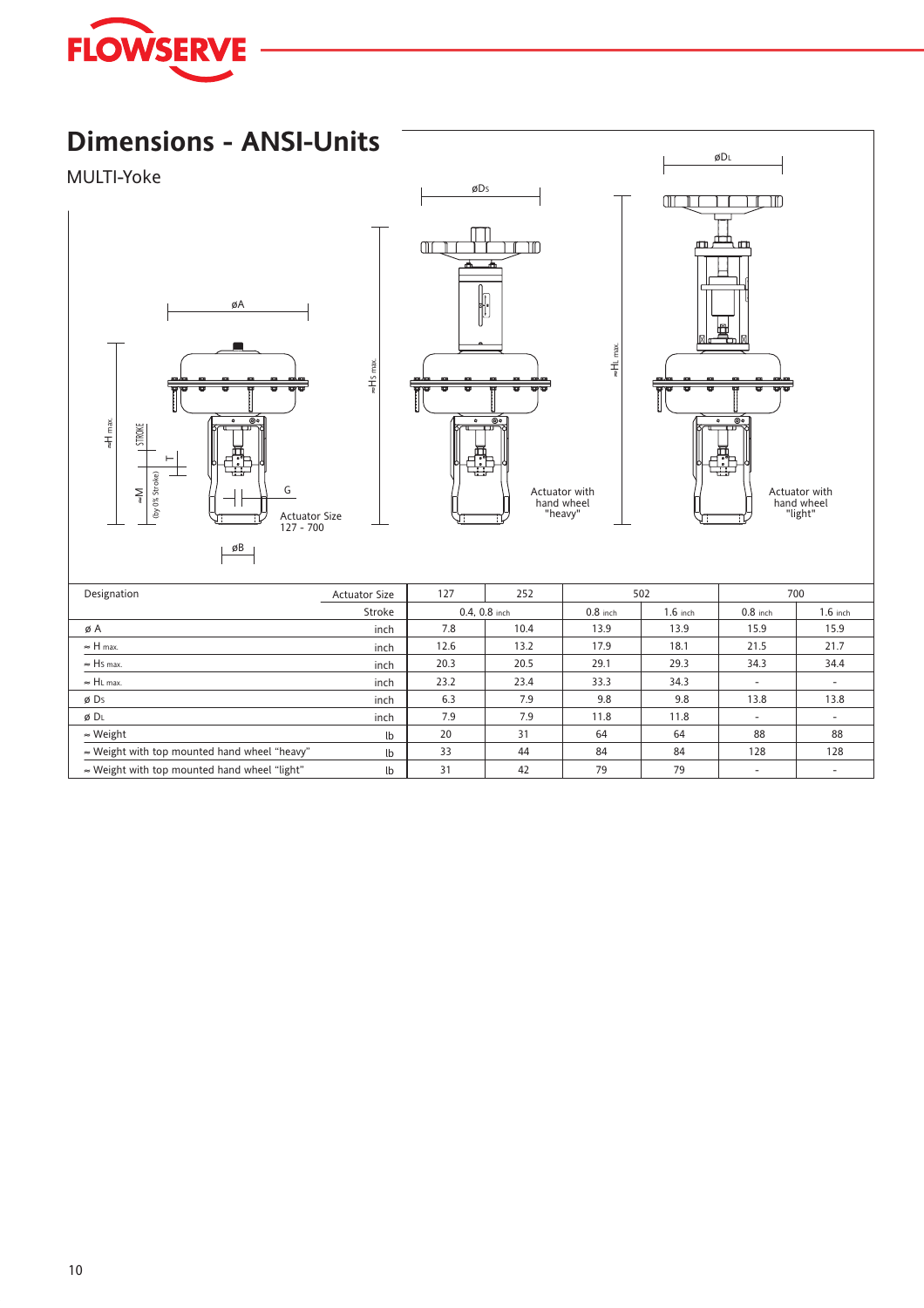# Dimensions - ANSI-Units

MULTI-Yoke

| Designation | Actuator Size | 127 | 252 | 502 | | 700 | |
|---|---|---|---|---|---|---|---|
| | Stroke | 0.4, 0.8 inch | | 0.8 inch | 1.6 inch | 0.8 inch | 1.6 inch |
| ø A | inch | 7.8 | 10.4 | 13.9 | 13.9 | 15.9 | 15.9 |
| ≈ H max. | inch | 12.6 | 13.2 | 17.9 | 18.1 | 21.5 | 21.7 |
| ≈ Hs max. | inch | 20.3 | 20.5 | 29.1 | 29.3 | 34.3 | 34.4 |
| ≈ HL max. | inch | 23.2 | 23.4 | 33.3 | 34.3 | - | - |
| ø Ds | inch | 6.3 | 7.9 | 9.8 | 9.8 | 13.8 | 13.8 |
| ø DL | inch | 7.9 | 7.9 | 11.8 | 11.8 | - | - |
| ≈ Weight | lb | 20 | 31 | 64 | 64 | 88 | 88 |
| ≈ Weight with top mounted hand wheel "heavy" | lb | 33 | 44 | 84 | 84 | 128 | 128 |
| ≈ Weight with top mounted hand wheel "light" | lb | 31 | 42 | 79 | 79 | - | - |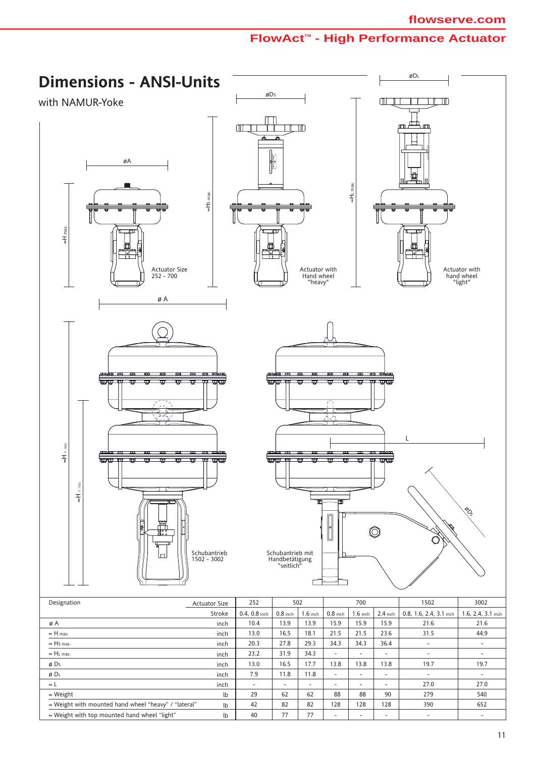## Dimensions - ANSI-Units

with NAMUR-Yoke

Actuator Size 252 - 700

Actuator with Hand wheel "heavy"

Actuator with hand wheel "light"

Schubantrieb 1502 - 3002

Schubantrieb mit Handbetätigung "seitlich"

| Designation | Actuator Size | 252 | 502 | | 700 | | | 1502 | 3002 |
|---|---|---|---|---|---|---|---|---|---|
| | Stroke | 0.4, 0.8 inch | 0.8 inch | 1.6 inch | 0.8 inch | 1.6 inch | 2.4 inch | 0.8, 1.6, 2.4, 3.1 inch | 1.6, 2.4, 3.1 inch |
| ø A | inch | 10.4 | 13.9 | 13.9 | 15.9 | 15.9 | 15.9 | 21.6 | 21.6 |
| ≈ H max. | inch | 13.0 | 16.5 | 18.1 | 21.5 | 21.5 | 23.6 | 31.5 | 44.9 |
| ≈ Hs max. | inch | 20.3 | 27.8 | 29.3 | 34.3 | 34.3 | 36.4 | - | - |
| ≈ HL max. | inch | 23.2 | 31.9 | 34.3 | - | - | - | - | - |
| ø Ds | inch | 13.0 | 16.5 | 17.7 | 13.8 | 13.8 | 13.8 | 19.7 | 19.7 |
| ø DL | inch | 7.9 | 11.8 | 11.8 | - | - | - | - | - |
| ≈ L | inch | - | - | - | - | - | - | 27.0 | 27.0 |
| ≈ Weight | lb | 29 | 62 | 62 | 88 | 88 | 90 | 279 | 540 |
| ≈ Weight with mounted hand wheel "heavy" / "lateral" | lb | 42 | 82 | 82 | 128 | 128 | 128 | 390 | 652 |
| ≈ Weight with top mounted hand wheel "light" | lb | 40 | 77 | 77 | - | - | - | - | - |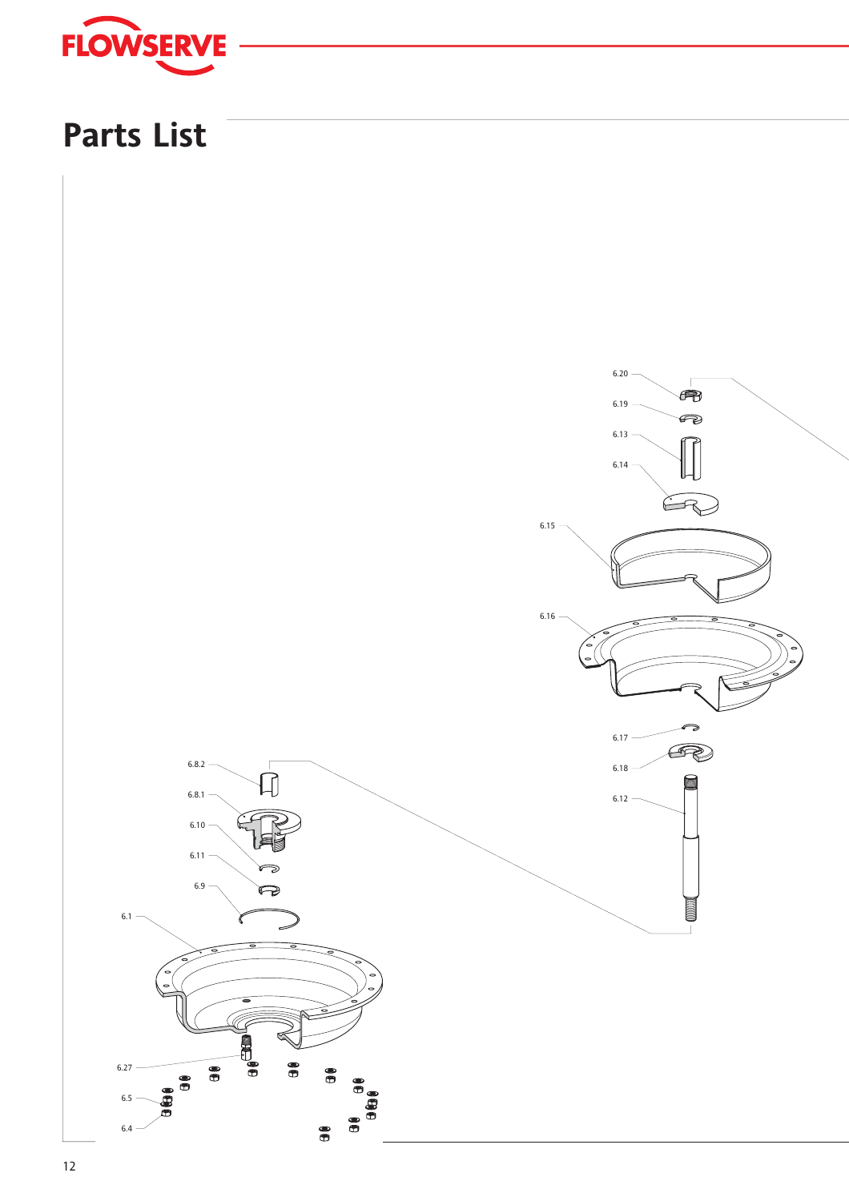# Parts List

6.20

6.19

6.13

6.14

6.15

6.16

6.17

6.18

6.12

6.8.2

6.8.1

6.10

6.11

6.9

6.1

6.27

6.5

6.4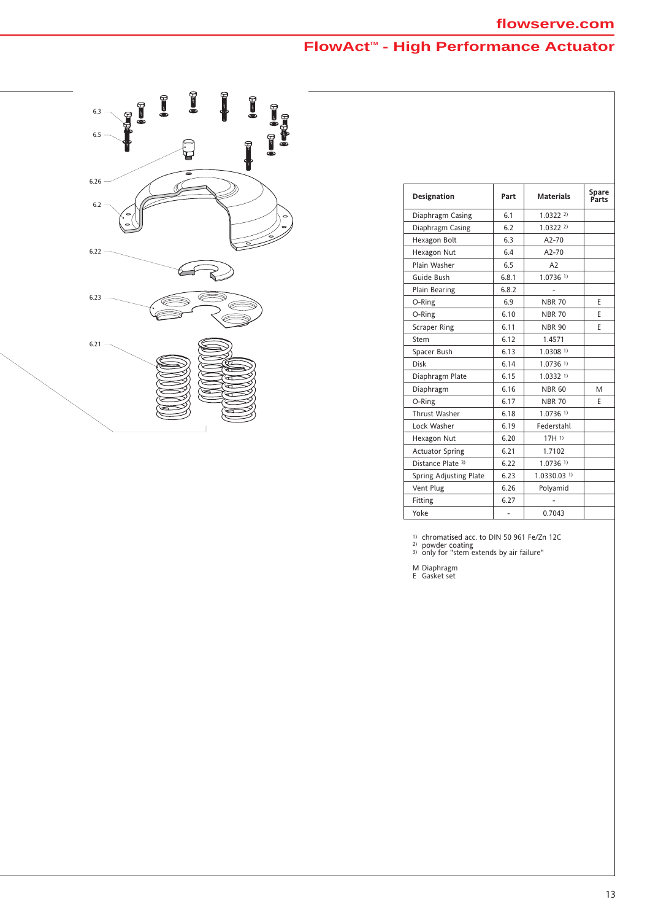| Designation | Part | Materials | Spare Parts |
|---|---|---|---|
| Diaphragm Casing | 6.1 | 1.0322 [2] | |
| Diaphragm Casing | 6.2 | 1.0322 [2] | |
| Hexagon Bolt | 6.3 | A2-70 | |
| Hexagon Nut | 6.4 | A2-70 | |
| Plain Washer | 6.5 | A2 | |
| Guide Bush | 6.8.1 | 1.0736 [1] | |
| Plain Bearing | 6.8.2 | - | |
| O-Ring | 6.9 | NBR 70 | E |
| O-Ring | 6.10 | NBR 70 | E |
| Scraper Ring | 6.11 | NBR 90 | E |
| Stem | 6.12 | 1.4571 | |
| Spacer Bush | 6.13 | 1.0308 [1] | |
| Disk | 6.14 | 1.0736 [1] | |
| Diaphragm Plate | 6.15 | 1.0332 [1] | |
| Diaphragm | 6.16 | NBR 60 | M |
| O-Ring | 6.17 | NBR 70 | E |
| Thrust Washer | 6.18 | 1.0736 [1] | |
| Lock Washer | 6.19 | Federstahl | |
| Hexagon Nut | 6.20 | 17H [1] | |
| Actuator Spring | 6.21 | 1.7102 | |
| Distance Plate [3] | 6.22 | 1.0736 [1] | |
| Spring Adjusting Plate | 6.23 | 1.0330.03 [1] | |
| Vent Plug | 6.26 | Polyamid | |
| Fitting | 6.27 | - | |
| Yoke | - | 0.7043 | |

[1] chromatised acc. to DIN 50 961 Fe/Zn 12C
[2] powder coating
[3] only for "stem extends by air failure"

M Diaphragm
E Gasket set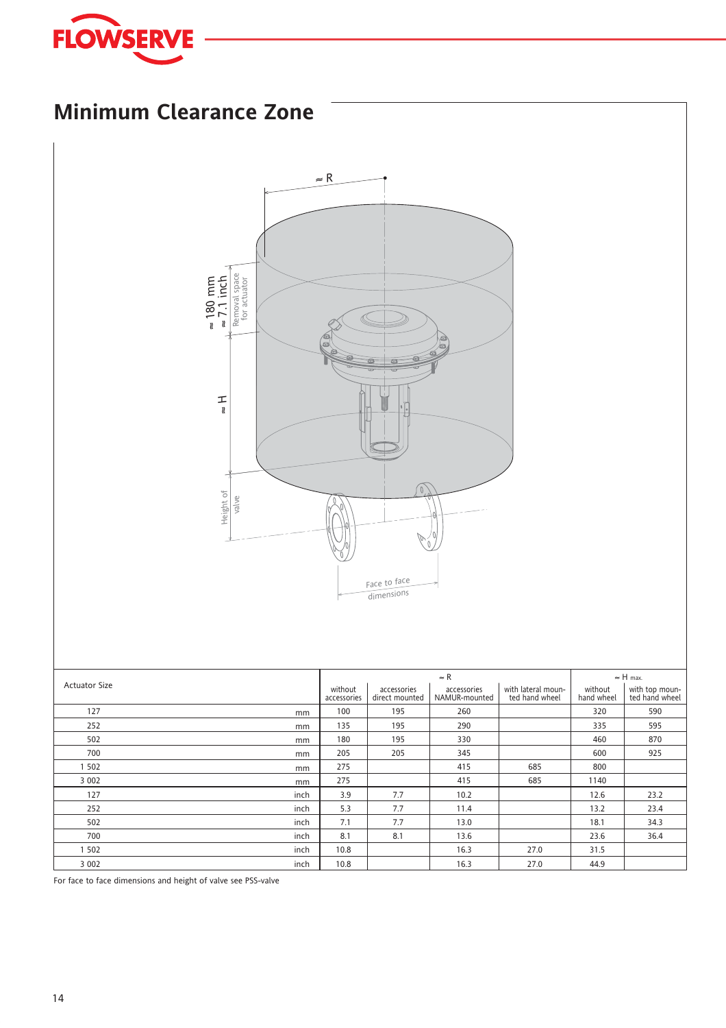# Minimum Clearance Zone

| Actuator Size | | ≈ R | | | | ≈ H max. | |
|---|---|---|---|---|---|---|---|
| | | without accessories | accessories direct mounted | accessories NAMUR-mounted | with lateral mounted hand wheel | without hand wheel | with top mounted hand wheel |
| 127 | mm | 100 | 195 | 260 | | 320 | 590 |
| 252 | mm | 135 | 195 | 290 | | 335 | 595 |
| 502 | mm | 180 | 195 | 330 | | 460 | 870 |
| 700 | mm | 205 | 205 | 345 | | 600 | 925 |
| 1 502 | mm | 275 | | 415 | 685 | 800 | |
| 3 002 | mm | 275 | | 415 | 685 | 1140 | |
| 127 | inch | 3.9 | 7.7 | 10.2 | | 12.6 | 23.2 |
| 252 | inch | 5.3 | 7.7 | 11.4 | | 13.2 | 23.4 |
| 502 | inch | 7.1 | 7.7 | 13.0 | | 18.1 | 34.3 |
| 700 | inch | 8.1 | 8.1 | 13.6 | | 23.6 | 36.4 |
| 1 502 | inch | 10.8 | | 16.3 | 27.0 | 31.5 | |
| 3 002 | inch | 10.8 | | 16.3 | 27.0 | 44.9 | |

For face to face dimensions and height of valve see PSS-valve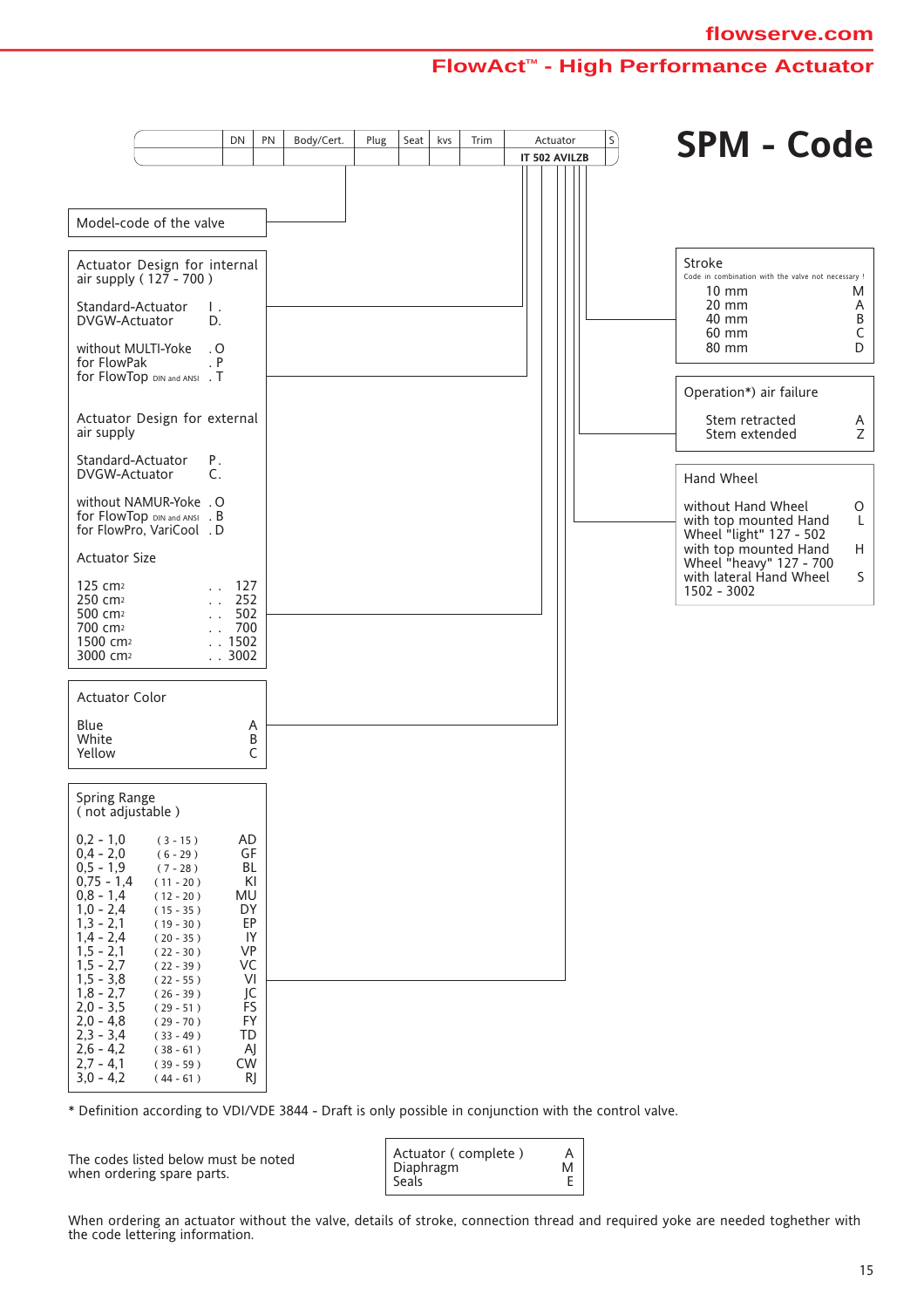# SPM - Code

| | DN | PN | Body/Cert. | Plug | Seat | kvs | Trim | Actuator | S |
|---|---|---|---|---|---|---|---|---|---|
| | | | | | | | | IT 502 AVILZB | |

**Model-code of the valve**

**Actuator Design for internal air supply ( 127 - 700 )**

| | |
|---|---|
| Standard-Actuator | I . |
| DVGW-Actuator | D. |
| without MULTI-Yoke | . O |
| for FlowPak | . P |
| for FlowTop DIN and ANSI | . T |

**Actuator Design for external air supply**

| | |
|---|---|
| Standard-Actuator | P . |
| DVGW-Actuator | C. |
| without NAMUR-Yoke | . O |
| for FlowTop DIN and ANSI | . B |
| for FlowPro, VariCool | . D |

**Actuator Size**

| | |
|---|---|
| 125 cm² | . . 127 |
| 250 cm² | . . 252 |
| 500 cm² | . . 502 |
| 700 cm² | . . 700 |
| 1500 cm² | . . 1502 |
| 3000 cm² | . . 3002 |

**Actuator Color**

| | |
|---|---|
| Blue | A |
| White | B |
| Yellow | C |

**Spring Range ( not adjustable )**

| | | |
|---|---|---|
| 0,2 - 1,0 | ( 3 - 15 ) | AD |
| 0,4 - 2,0 | ( 6 - 29 ) | GF |
| 0,5 - 1,9 | ( 7 - 28 ) | BL |
| 0,75 - 1,4 | ( 11 - 20 ) | KI |
| 0,8 - 1,4 | ( 12 - 20 ) | MU |
| 1,0 - 2,4 | ( 15 - 35 ) | DY |
| 1,3 - 2,1 | ( 19 - 30 ) | EP |
| 1,4 - 2,4 | ( 20 - 35 ) | IY |
| 1,5 - 2,1 | ( 22 - 30 ) | VP |
| 1,5 - 2,7 | ( 22 - 39 ) | VC |
| 1,5 - 3,8 | ( 22 - 55 ) | VI |
| 1,8 - 2,7 | ( 26 - 39 ) | JC |
| 2,0 - 3,5 | ( 29 - 51 ) | FS |
| 2,0 - 4,8 | ( 29 - 70 ) | FY |
| 2,3 - 3,4 | ( 33 - 49 ) | TD |
| 2,6 - 4,2 | ( 38 - 61 ) | AJ |
| 2,7 - 4,1 | ( 39 - 59 ) | CW |
| 3,0 - 4,2 | ( 44 - 61 ) | RJ |

**Stroke**

Code in combination with the valve not necessary !

| | |
|---|---|
| 10 mm | M |
| 20 mm | A |
| 40 mm | B |
| 60 mm | C |
| 80 mm | D |

**Operation*) air failure**

| | |
|---|---|
| Stem retracted | A |
| Stem extended | Z |

**Hand Wheel**

| | |
|---|---|
| without Hand Wheel | O |
| with top mounted Hand Wheel "light" 127 - 502 | L |
| with top mounted Hand Wheel "heavy" 127 - 700 | H |
| with lateral Hand Wheel 1502 - 3002 | S |

* Definition according to VDI/VDE 3844 - Draft is only possible in conjunction with the control valve.

The codes listed below must be noted when ordering spare parts.

| | |
|---|---|
| Actuator ( complete ) | A |
| Diaphragm | M |
| Seals | E |

When ordering an actuator without the valve, details of stroke, connection thread and required yoke are needed toghether with the code lettering information.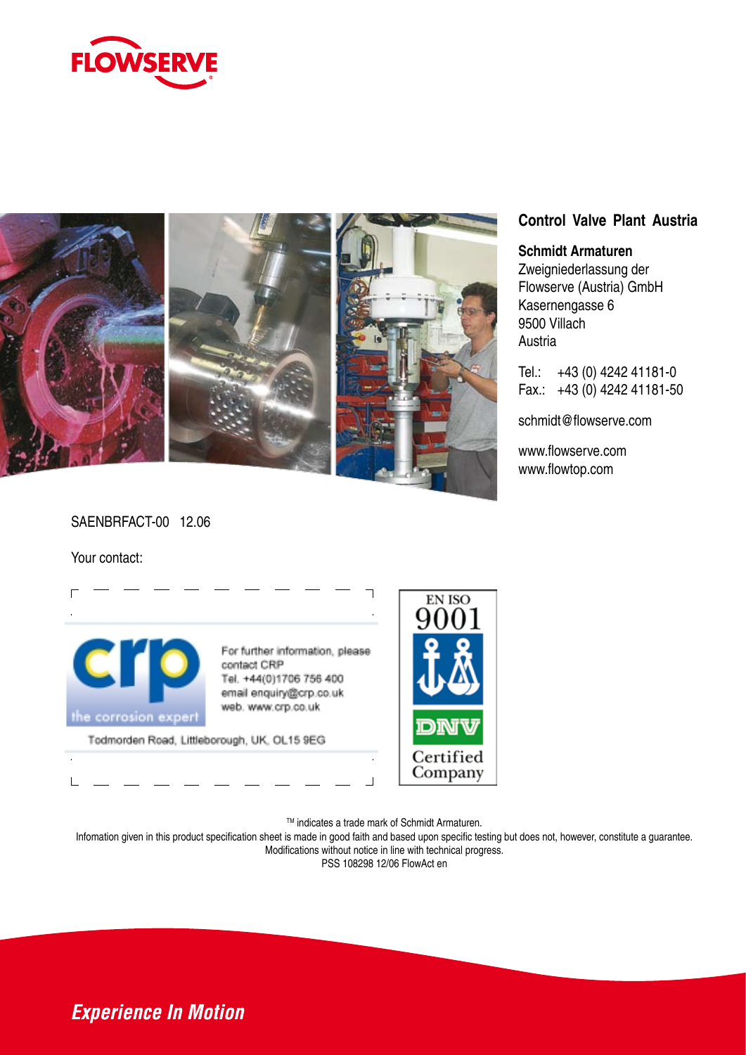FLOWSERVE

## Control Valve Plant Austria

**Schmidt Armaturen**
Zweigniederlassung der
Flowserve (Austria) GmbH
Kasernengasse 6
9500 Villach
Austria

Tel.: +43 (0) 4242 41181-0
Fax.: +43 (0) 4242 41181-50

schmidt@flowserve.com

www.flowserve.com
www.flowtop.com

SAENBRFACT-00 12.06

Your contact:

crp
the corrosion expert

For further information, please contact CRP
Tel. +44(0)1706 756 400
email enquiry@crp.co.uk
web. www.crp.co.uk

Todmorden Road, Littleborough, UK, OL15 9EG

EN ISO 9001
DNV
Certified Company

TM indicates a trade mark of Schmidt Armaturen.
Infomation given in this product specification sheet is made in good faith and based upon specific testing but does not, however, constitute a guarantee.
Modifications without notice in line with technical progress.
PSS 108298 12/06 FlowAct en

*Experience In Motion*